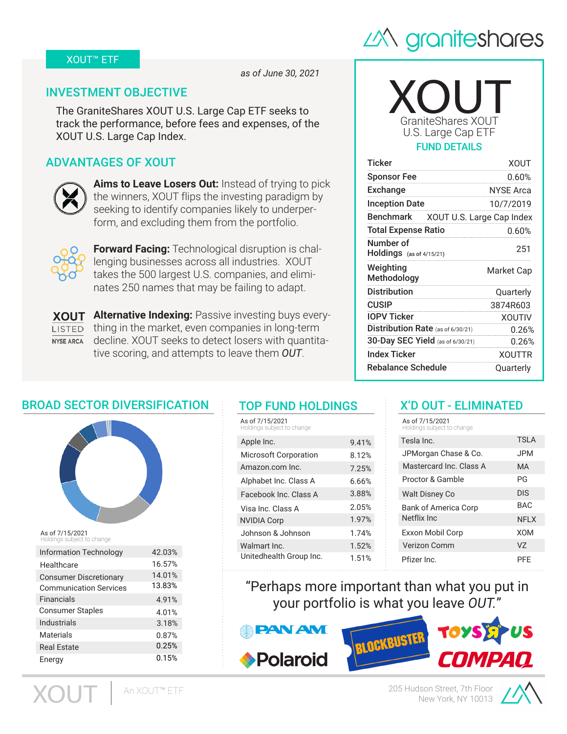XOUT™ ETF

*as of June 30, 2021*

## INVESTMENT OBJECTIVE

The GraniteShares XOUT U.S. Large Cap ETF seeks to track the performance, before fees and expenses, of the XOUT U.S. Large Cap Index.

## ADVANTAGES OF XOUT

**Aims to Leave Losers Out:** Instead of trying to pick the winners, XOUT flips the investing paradigm by seeking to identify companies likely to underperform, and excluding them from the portfolio.

**Forward Facing:** Technological disruption is challenging businesses across all industries. XOUT takes the 500 largest U.S. companies, and eliminates 250 names that may be failing to adapt.

XOUT LISTED NYSE ARCA

**Alternative Indexing:** Passive investing buys everything in the market, even companies in long-term decline. XOUT seeks to detect losers with quantitative scoring, and attempts to leave them *OUT*.

# XOUT

GraniteShares XOUT U.S. Large Cap ETF

## FUND DETAILS

| | |
|---|---|
| Ticker | XOUT |
| Sponsor Fee | 0.60% |
| Exchange | NYSE Arca |
| Inception Date | 10/7/2019 |
| Benchmark | XOUT U.S. Large Cap Index |
| Total Expense Ratio | 0.60% |
| Number of Holdings (as of 4/15/21) | 251 |
| Weighting Methodology | Market Cap |
| Distribution | Quarterly |
| CUSIP | 3874R603 |
| IOPV Ticker | XOUTIV |
| Distribution Rate (as of 6/30/21) | 0.26% |
| 30-Day SEC Yield (as of 6/30/21) | 0.26% |
| Index Ticker | XOUTTR |
| Rebalance Schedule | Quarterly |

## BROAD SECTOR DIVERSIFICATION

As of 7/15/2021
Holdings subject to change

| Sector | Weight |
|---|---|
| Information Technology | 42.03% |
| Healthcare | 16.57% |
| Consumer Discretionary | 14.01% |
| Communication Services | 13.83% |
| Financials | 4.91% |
| Consumer Staples | 4.01% |
| Industrials | 3.18% |
| Materials | 0.87% |
| Real Estate | 0.25% |
| Energy | 0.15% |

## TOP FUND HOLDINGS

As of 7/15/2021
Holdings subject to change

| Holding | Weight |
|---|---|
| Apple Inc. | 9.41% |
| Microsoft Corporation | 8.12% |
| Amazon.com Inc. | 7.25% |
| Alphabet Inc. Class A | 6.66% |
| Facebook Inc. Class A | 3.88% |
| Visa Inc. Class A | 2.05% |
| NVIDIA Corp | 1.97% |
| Johnson & Johnson | 1.74% |
| Walmart Inc. | 1.52% |
| Unitedhealth Group Inc. | 1.51% |

## X'D OUT - ELIMINATED

As of 7/15/2021
Holdings subject to change

| Company | Ticker |
|---|---|
| Tesla Inc. | TSLA |
| JPMorgan Chase & Co. | JPM |
| Mastercard Inc. Class A | MA |
| Proctor & Gamble | PG |
| Walt Disney Co | DIS |
| Bank of America Corp | BAC |
| Netflix Inc | NFLX |
| Exxon Mobil Corp | XOM |
| Verizon Comm | VZ |
| Pfizer Inc. | PFE |

"Perhaps more important than what you put in your portfolio is what you leave *OUT*."

PAN AM · BLOCKBUSTER · TOYS R US · Polaroid · COMPAQ

XOUT | An XOUT™ ETF

205 Hudson Street, 7th Floor
New York, NY 10013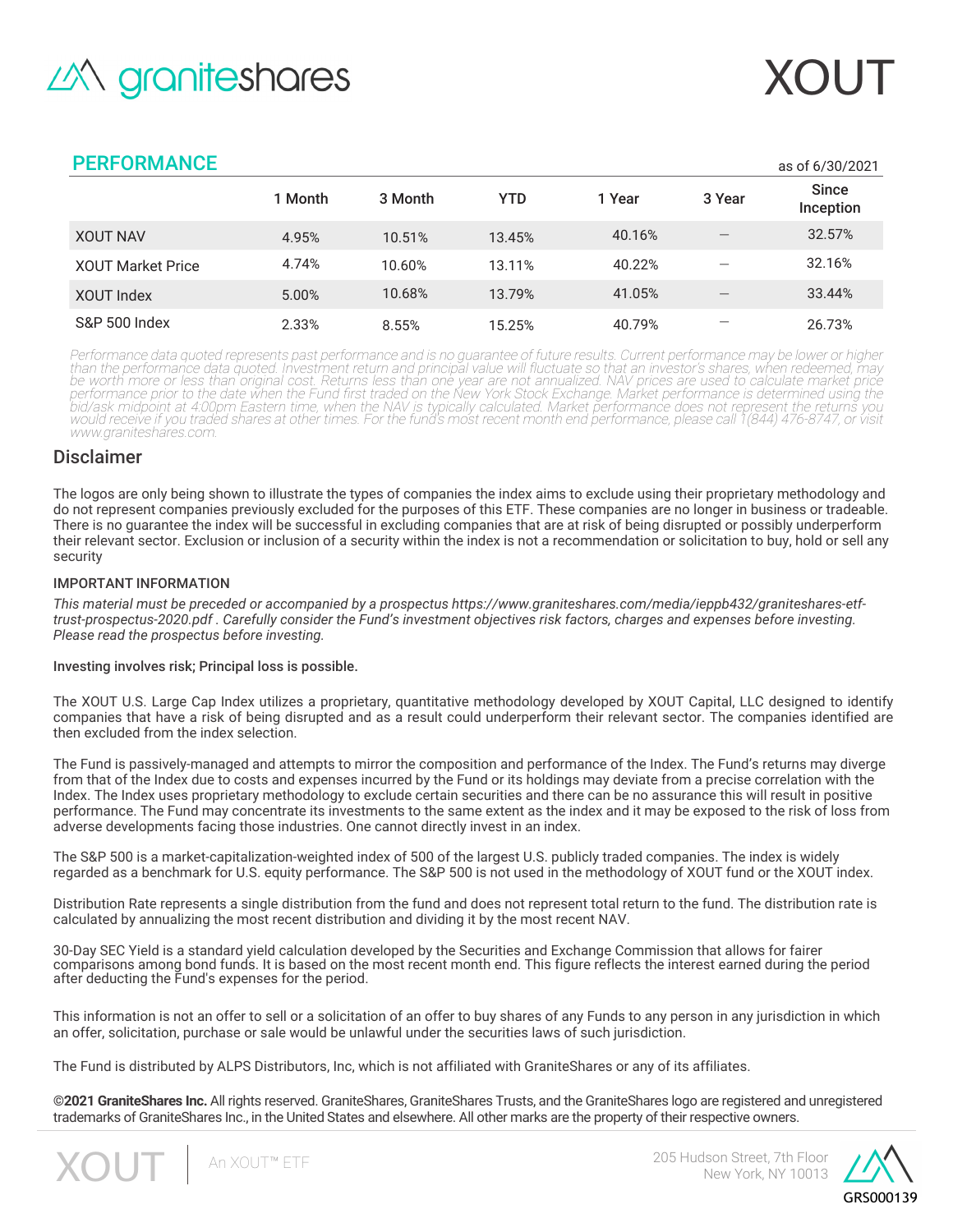# XOUT

## PERFORMANCE

as of 6/30/2021

| | 1 Month | 3 Month | YTD | 1 Year | 3 Year | Since Inception |
|---|---|---|---|---|---|---|
| XOUT NAV | 4.95% | 10.51% | 13.45% | 40.16% | — | 32.57% |
| XOUT Market Price | 4.74% | 10.60% | 13.11% | 40.22% | — | 32.16% |
| XOUT Index | 5.00% | 10.68% | 13.79% | 41.05% | — | 33.44% |
| S&P 500 Index | 2.33% | 8.55% | 15.25% | 40.79% | — | 26.73% |

*Performance data quoted represents past performance and is no guarantee of future results. Current performance may be lower or higher than the performance data quoted. Investment return and principal value will fluctuate so that an investor's shares, when redeemed, may be worth more or less than original cost. Returns less than one year are not annualized. NAV prices are used to calculate market price performance prior to the date when the Fund first traded on the New York Stock Exchange. Market performance is determined using the bid/ask midpoint at 4:00pm Eastern time, when the NAV is typically calculated. Market performance does not represent the returns you would receive if you traded shares at other times. For the fund's most recent month end performance, please call 1(844) 476-8747, or visit www.graniteshares.com.*

## Disclaimer

The logos are only being shown to illustrate the types of companies the index aims to exclude using their proprietary methodology and do not represent companies previously excluded for the purposes of this ETF. These companies are no longer in business or tradeable. There is no guarantee the index will be successful in excluding companies that are at risk of being disrupted or possibly underperform their relevant sector. Exclusion or inclusion of a security within the index is not a recommendation or solicitation to buy, hold or sell any security

### IMPORTANT INFORMATION

*This material must be preceded or accompanied by a prospectus https://www.graniteshares.com/media/ieppb432/graniteshares-etf-trust-prospectus-2020.pdf . Carefully consider the Fund's investment objectives risk factors, charges and expenses before investing. Please read the prospectus before investing.*

**Investing involves risk; Principal loss is possible.**

The XOUT U.S. Large Cap Index utilizes a proprietary, quantitative methodology developed by XOUT Capital, LLC designed to identify companies that have a risk of being disrupted and as a result could underperform their relevant sector. The companies identified are then excluded from the index selection.

The Fund is passively-managed and attempts to mirror the composition and performance of the Index. The Fund's returns may diverge from that of the Index due to costs and expenses incurred by the Fund or its holdings may deviate from a precise correlation with the Index. The Index uses proprietary methodology to exclude certain securities and there can be no assurance this will result in positive performance. The Fund may concentrate its investments to the same extent as the index and it may be exposed to the risk of loss from adverse developments facing those industries. One cannot directly invest in an index.

The S&P 500 is a market-capitalization-weighted index of 500 of the largest U.S. publicly traded companies. The index is widely regarded as a benchmark for U.S. equity performance. The S&P 500 is not used in the methodology of XOUT fund or the XOUT index.

Distribution Rate represents a single distribution from the fund and does not represent total return to the fund. The distribution rate is calculated by annualizing the most recent distribution and dividing it by the most recent NAV.

30-Day SEC Yield is a standard yield calculation developed by the Securities and Exchange Commission that allows for fairer comparisons among bond funds. It is based on the most recent month end. This figure reflects the interest earned during the period after deducting the Fund's expenses for the period.

This information is not an offer to sell or a solicitation of an offer to buy shares of any Funds to any person in any jurisdiction in which an offer, solicitation, purchase or sale would be unlawful under the securities laws of such jurisdiction.

The Fund is distributed by ALPS Distributors, Inc, which is not affiliated with GraniteShares or any of its affiliates.

**©2021 GraniteShares Inc.** All rights reserved. GraniteShares, GraniteShares Trusts, and the GraniteShares logo are registered and unregistered trademarks of GraniteShares Inc., in the United States and elsewhere. All other marks are the property of their respective owners.

XOUT | An XOUT™ ETF

205 Hudson Street, 7th Floor
New York, NY 10013

GRS000139